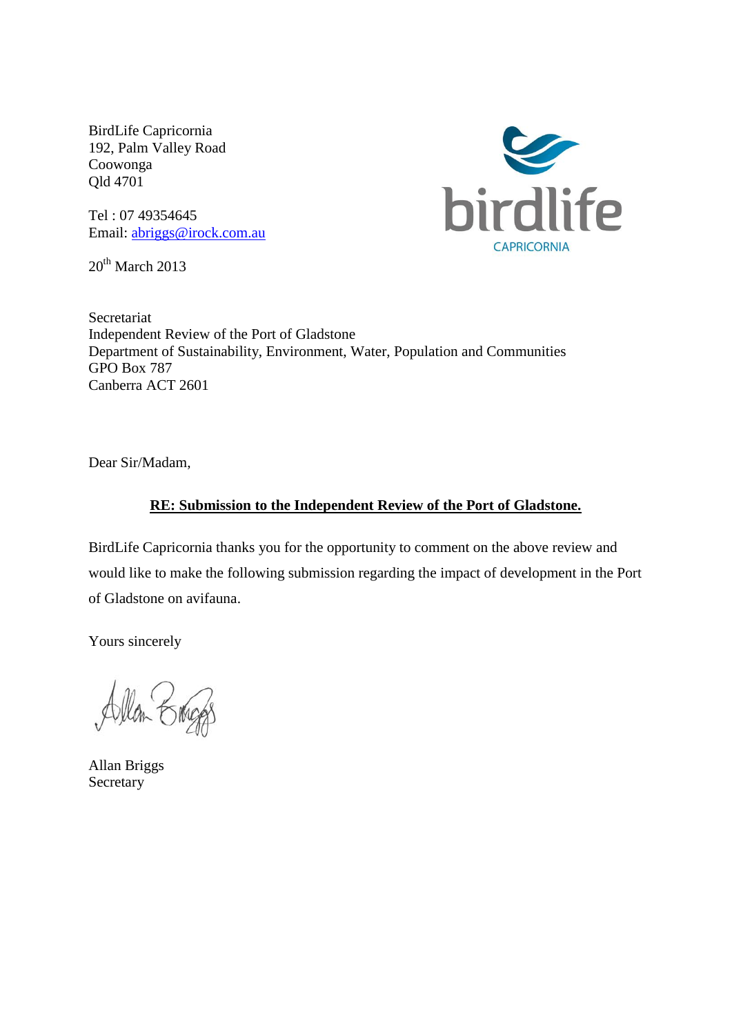BirdLife Capricornia
192, Palm Valley Road
Coowonga
Qld 4701

Tel : 07 49354645
Email: abriggs@irock.com.au

birdlife
CAPRICORNIA

20th March 2013

Secretariat
Independent Review of the Port of Gladstone
Department of Sustainability, Environment, Water, Population and Communities
GPO Box 787
Canberra ACT 2601

Dear Sir/Madam,

**RE: Submission to the Independent Review of the Port of Gladstone.**

BirdLife Capricornia thanks you for the opportunity to comment on the above review and would like to make the following submission regarding the impact of development in the Port of Gladstone on avifauna.

Yours sincerely

Allan Briggs
Secretary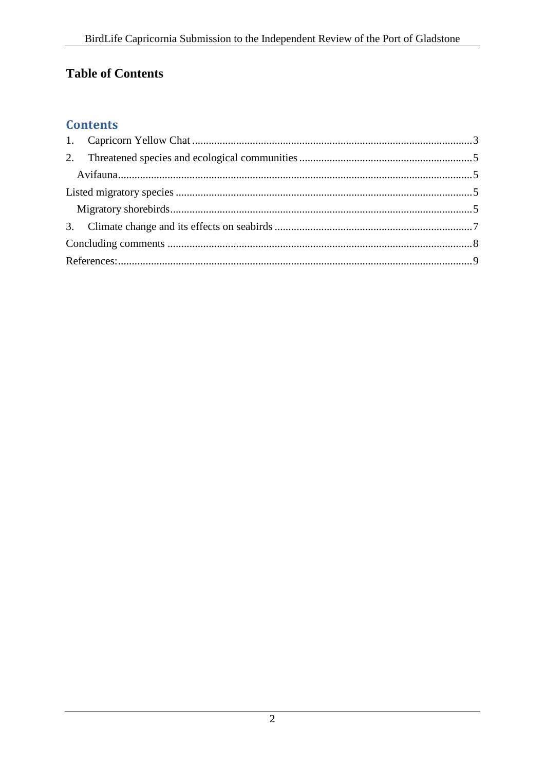# Table of Contents

## Contents

1. Capricorn Yellow Chat ........................................................................................................3
2. Threatened species and ecological communities ...............................................................5
   - Avifauna.................................................................................................................................5

Listed migratory species ..........................................................................................................5

- Migratory shorebirds............................................................................................................5

3. Climate change and its effects on seabirds ........................................................................7

Concluding comments ..............................................................................................................8

References:.................................................................................................................................9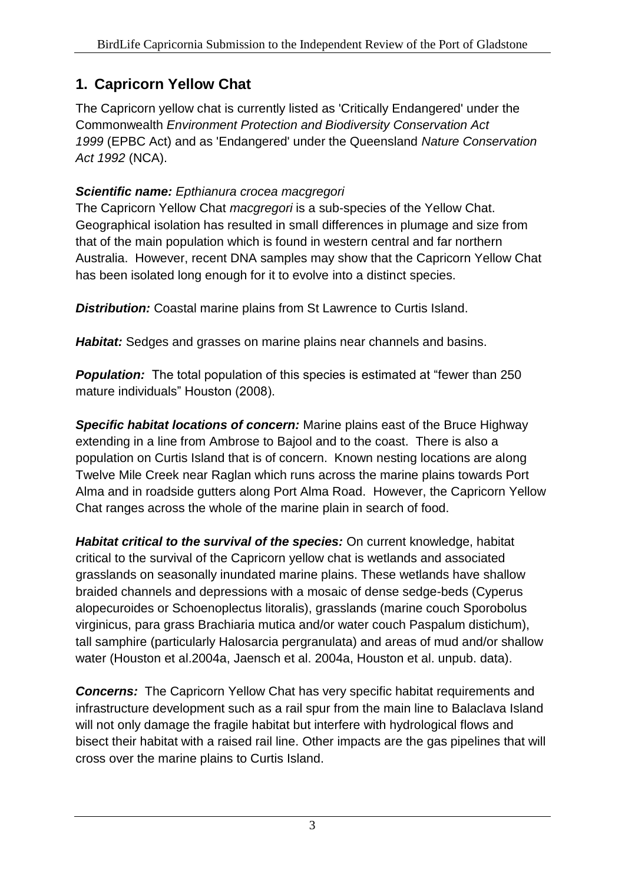## 1. Capricorn Yellow Chat

The Capricorn yellow chat is currently listed as 'Critically Endangered' under the Commonwealth *Environment Protection and Biodiversity Conservation Act 1999* (EPBC Act) and as 'Endangered' under the Queensland *Nature Conservation Act 1992* (NCA).

***Scientific name:*** *Epthianura crocea macgregori*

The Capricorn Yellow Chat *macgregori* is a sub-species of the Yellow Chat. Geographical isolation has resulted in small differences in plumage and size from that of the main population which is found in western central and far northern Australia. However, recent DNA samples may show that the Capricorn Yellow Chat has been isolated long enough for it to evolve into a distinct species.

***Distribution:*** Coastal marine plains from St Lawrence to Curtis Island.

***Habitat:*** Sedges and grasses on marine plains near channels and basins.

***Population:*** The total population of this species is estimated at "fewer than 250 mature individuals" Houston (2008).

***Specific habitat locations of concern:*** Marine plains east of the Bruce Highway extending in a line from Ambrose to Bajool and to the coast. There is also a population on Curtis Island that is of concern. Known nesting locations are along Twelve Mile Creek near Raglan which runs across the marine plains towards Port Alma and in roadside gutters along Port Alma Road. However, the Capricorn Yellow Chat ranges across the whole of the marine plain in search of food.

***Habitat critical to the survival of the species:*** On current knowledge, habitat critical to the survival of the Capricorn yellow chat is wetlands and associated grasslands on seasonally inundated marine plains. These wetlands have shallow braided channels and depressions with a mosaic of dense sedge-beds (Cyperus alopecuroides or Schoenoplectus litoralis), grasslands (marine couch Sporobolus virginicus, para grass Brachiaria mutica and/or water couch Paspalum distichum), tall samphire (particularly Halosarcia pergranulata) and areas of mud and/or shallow water (Houston et al.2004a, Jaensch et al. 2004a, Houston et al. unpub. data).

***Concerns:*** The Capricorn Yellow Chat has very specific habitat requirements and infrastructure development such as a rail spur from the main line to Balaclava Island will not only damage the fragile habitat but interfere with hydrological flows and bisect their habitat with a raised rail line. Other impacts are the gas pipelines that will cross over the marine plains to Curtis Island.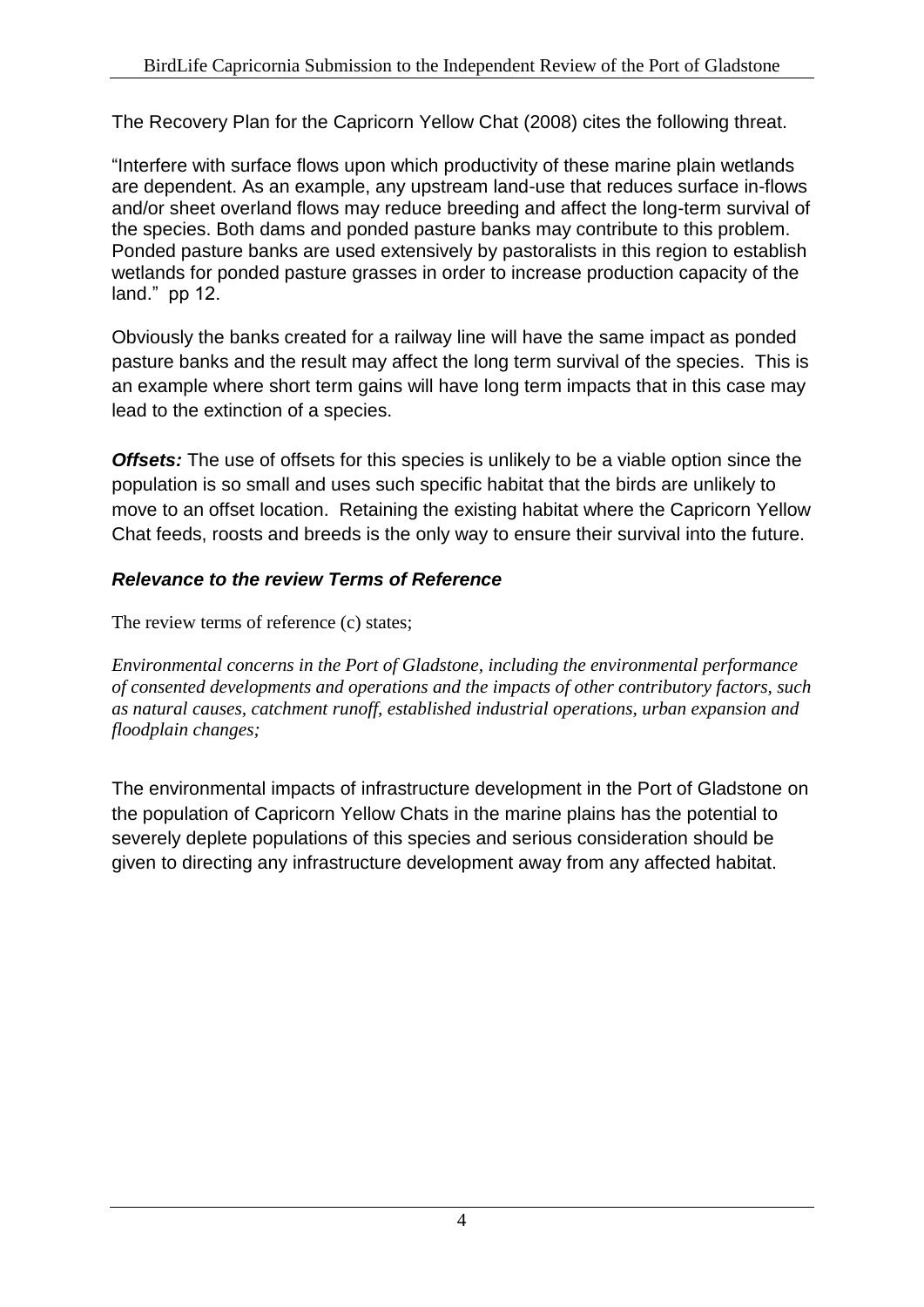The Recovery Plan for the Capricorn Yellow Chat (2008) cites the following threat.

"Interfere with surface flows upon which productivity of these marine plain wetlands are dependent. As an example, any upstream land-use that reduces surface in-flows and/or sheet overland flows may reduce breeding and affect the long-term survival of the species. Both dams and ponded pasture banks may contribute to this problem. Ponded pasture banks are used extensively by pastoralists in this region to establish wetlands for ponded pasture grasses in order to increase production capacity of the land." pp 12.

Obviously the banks created for a railway line will have the same impact as ponded pasture banks and the result may affect the long term survival of the species. This is an example where short term gains will have long term impacts that in this case may lead to the extinction of a species.

***Offsets:*** The use of offsets for this species is unlikely to be a viable option since the population is so small and uses such specific habitat that the birds are unlikely to move to an offset location. Retaining the existing habitat where the Capricorn Yellow Chat feeds, roosts and breeds is the only way to ensure their survival into the future.

### *Relevance to the review Terms of Reference*

The review terms of reference (c) states;

*Environmental concerns in the Port of Gladstone, including the environmental performance of consented developments and operations and the impacts of other contributory factors, such as natural causes, catchment runoff, established industrial operations, urban expansion and floodplain changes;*

The environmental impacts of infrastructure development in the Port of Gladstone on the population of Capricorn Yellow Chats in the marine plains has the potential to severely deplete populations of this species and serious consideration should be given to directing any infrastructure development away from any affected habitat.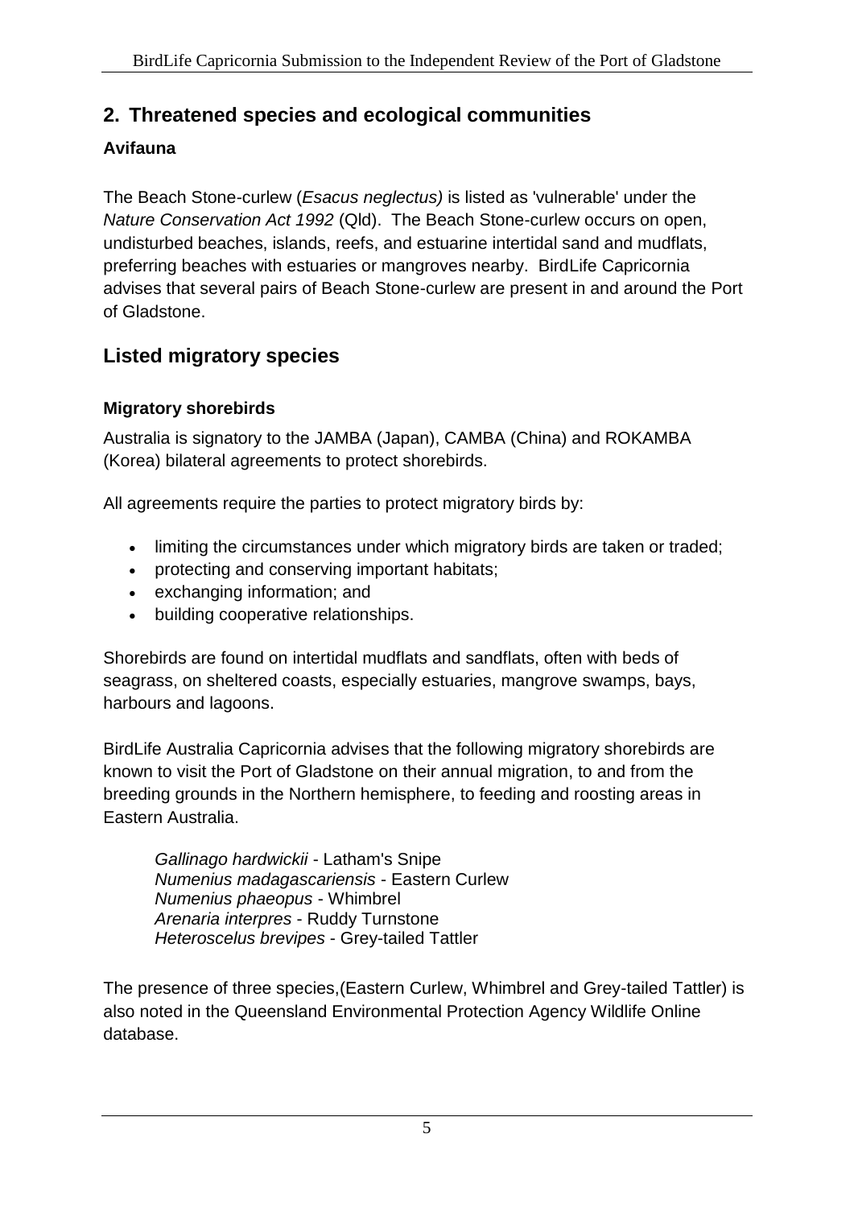## 2. Threatened species and ecological communities

### Avifauna

The Beach Stone-curlew (*Esacus neglectus)* is listed as 'vulnerable' under the *Nature Conservation Act 1992* (Qld). The Beach Stone-curlew occurs on open, undisturbed beaches, islands, reefs, and estuarine intertidal sand and mudflats, preferring beaches with estuaries or mangroves nearby. BirdLife Capricornia advises that several pairs of Beach Stone-curlew are present in and around the Port of Gladstone.

## Listed migratory species

### Migratory shorebirds

Australia is signatory to the JAMBA (Japan), CAMBA (China) and ROKAMBA (Korea) bilateral agreements to protect shorebirds.

All agreements require the parties to protect migratory birds by:

- limiting the circumstances under which migratory birds are taken or traded;
- protecting and conserving important habitats;
- exchanging information; and
- building cooperative relationships.

Shorebirds are found on intertidal mudflats and sandflats, often with beds of seagrass, on sheltered coasts, especially estuaries, mangrove swamps, bays, harbours and lagoons.

BirdLife Australia Capricornia advises that the following migratory shorebirds are known to visit the Port of Gladstone on their annual migration, to and from the breeding grounds in the Northern hemisphere, to feeding and roosting areas in Eastern Australia.

*Gallinago hardwickii* - Latham's Snipe
*Numenius madagascariensis* - Eastern Curlew
*Numenius phaeopus* - Whimbrel
*Arenaria interpres* - Ruddy Turnstone
*Heteroscelus brevipes* - Grey-tailed Tattler

The presence of three species,(Eastern Curlew, Whimbrel and Grey-tailed Tattler) is also noted in the Queensland Environmental Protection Agency Wildlife Online database.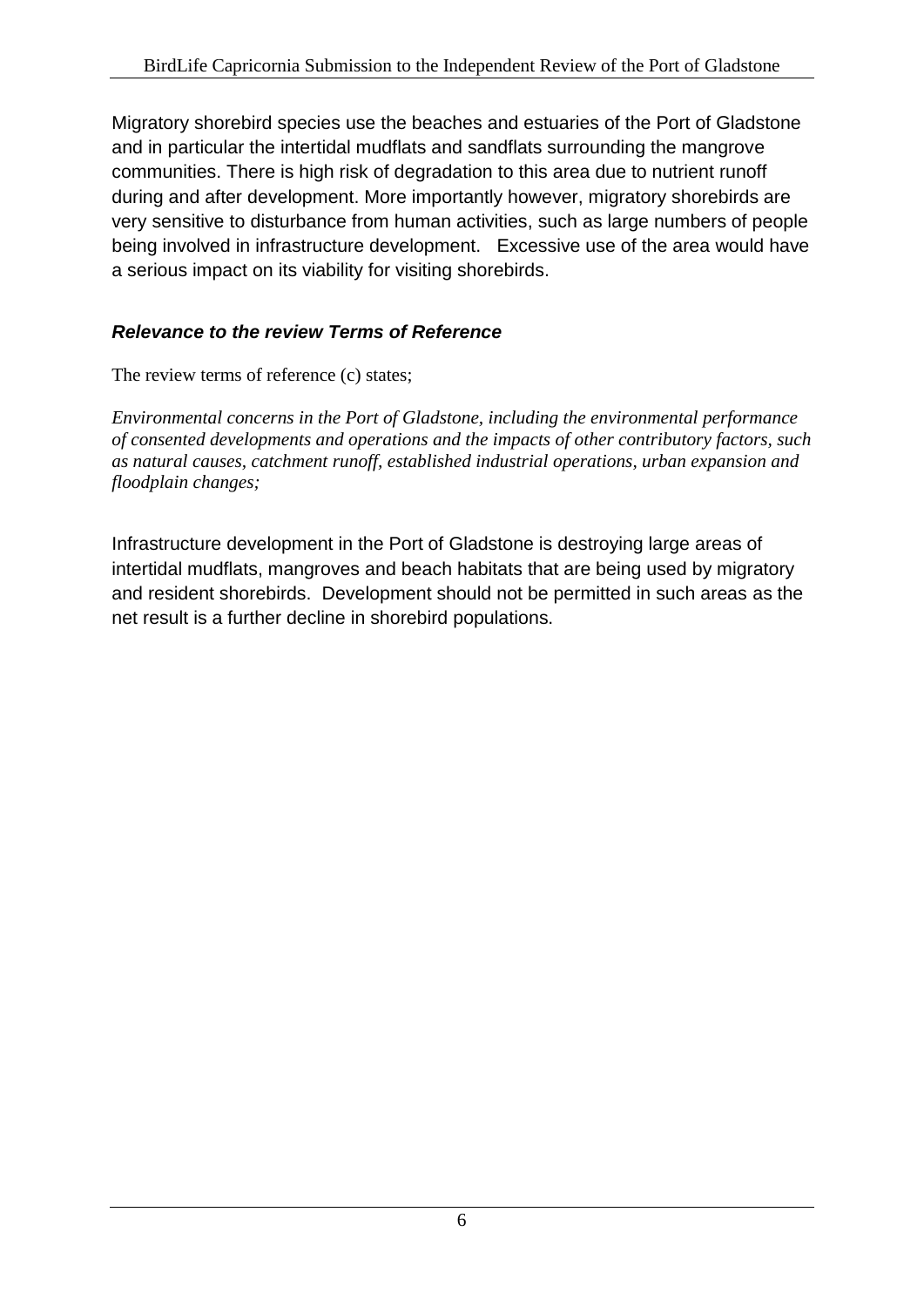Migratory shorebird species use the beaches and estuaries of the Port of Gladstone and in particular the intertidal mudflats and sandflats surrounding the mangrove communities. There is high risk of degradation to this area due to nutrient runoff during and after development. More importantly however, migratory shorebirds are very sensitive to disturbance from human activities, such as large numbers of people being involved in infrastructure development. Excessive use of the area would have a serious impact on its viability for visiting shorebirds.

### ***Relevance to the review Terms of Reference***

The review terms of reference (c) states;

*Environmental concerns in the Port of Gladstone, including the environmental performance of consented developments and operations and the impacts of other contributory factors, such as natural causes, catchment runoff, established industrial operations, urban expansion and floodplain changes;*

Infrastructure development in the Port of Gladstone is destroying large areas of intertidal mudflats, mangroves and beach habitats that are being used by migratory and resident shorebirds. Development should not be permitted in such areas as the net result is a further decline in shorebird populations.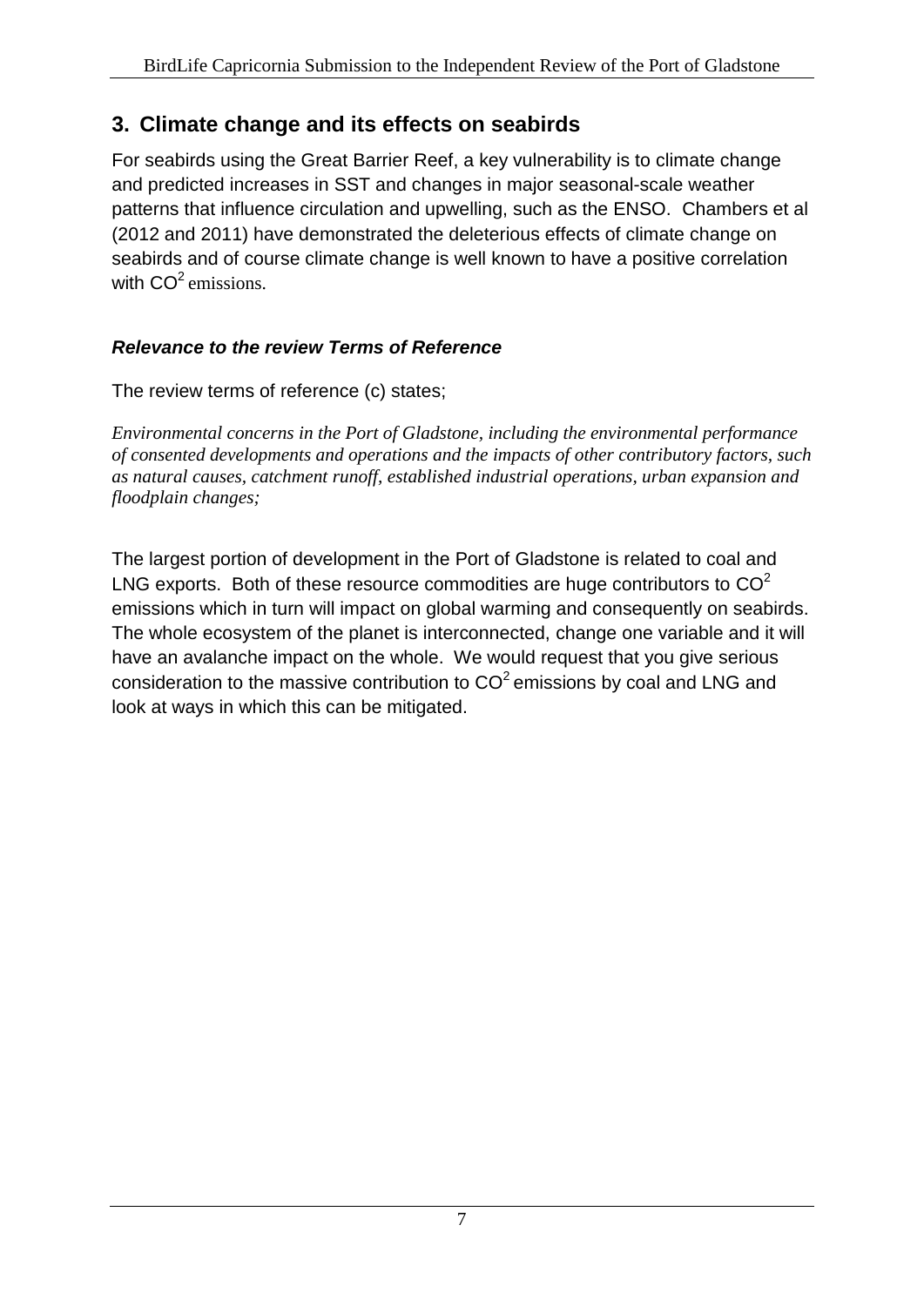## 3. Climate change and its effects on seabirds

For seabirds using the Great Barrier Reef, a key vulnerability is to climate change and predicted increases in SST and changes in major seasonal-scale weather patterns that influence circulation and upwelling, such as the ENSO. Chambers et al (2012 and 2011) have demonstrated the deleterious effects of climate change on seabirds and of course climate change is well known to have a positive correlation with $CO^2$ emissions.

### *Relevance to the review Terms of Reference*

The review terms of reference (c) states;

*Environmental concerns in the Port of Gladstone, including the environmental performance of consented developments and operations and the impacts of other contributory factors, such as natural causes, catchment runoff, established industrial operations, urban expansion and floodplain changes;*

The largest portion of development in the Port of Gladstone is related to coal and LNG exports. Both of these resource commodities are huge contributors to $CO^2$ emissions which in turn will impact on global warming and consequently on seabirds. The whole ecosystem of the planet is interconnected, change one variable and it will have an avalanche impact on the whole. We would request that you give serious consideration to the massive contribution to $CO^2$ emissions by coal and LNG and look at ways in which this can be mitigated.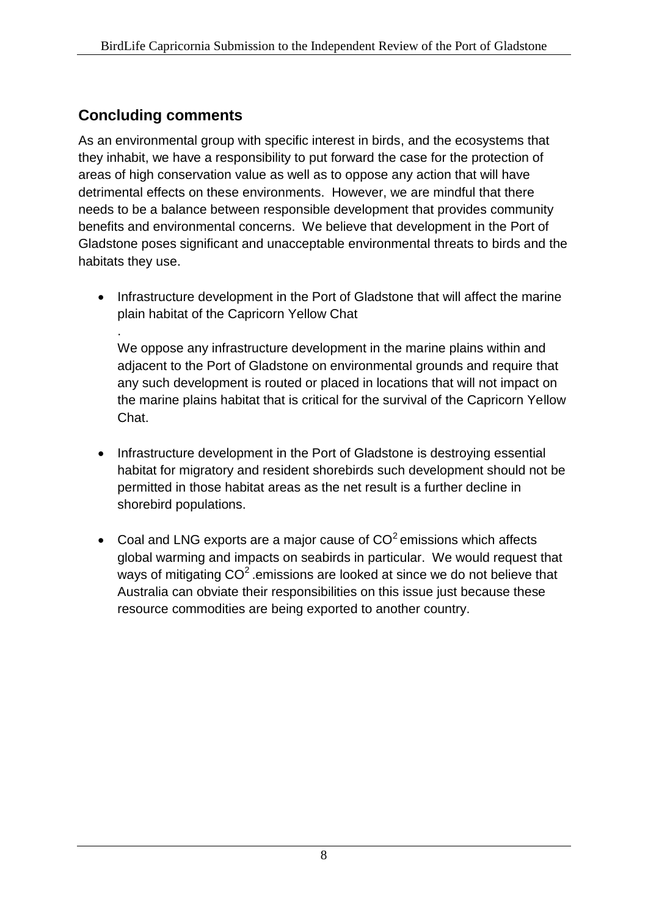## Concluding comments

As an environmental group with specific interest in birds, and the ecosystems that they inhabit, we have a responsibility to put forward the case for the protection of areas of high conservation value as well as to oppose any action that will have detrimental effects on these environments. However, we are mindful that there needs to be a balance between responsible development that provides community benefits and environmental concerns. We believe that development in the Port of Gladstone poses significant and unacceptable environmental threats to birds and the habitats they use.

- Infrastructure development in the Port of Gladstone that will affect the marine plain habitat of the Capricorn Yellow Chat

  .
  We oppose any infrastructure development in the marine plains within and adjacent to the Port of Gladstone on environmental grounds and require that any such development is routed or placed in locations that will not impact on the marine plains habitat that is critical for the survival of the Capricorn Yellow Chat.

- Infrastructure development in the Port of Gladstone is destroying essential habitat for migratory and resident shorebirds such development should not be permitted in those habitat areas as the net result is a further decline in shorebird populations.

- Coal and LNG exports are a major cause of $CO^2$ emissions which affects global warming and impacts on seabirds in particular. We would request that ways of mitigating $CO^2$ .emissions are looked at since we do not believe that Australia can obviate their responsibilities on this issue just because these resource commodities are being exported to another country.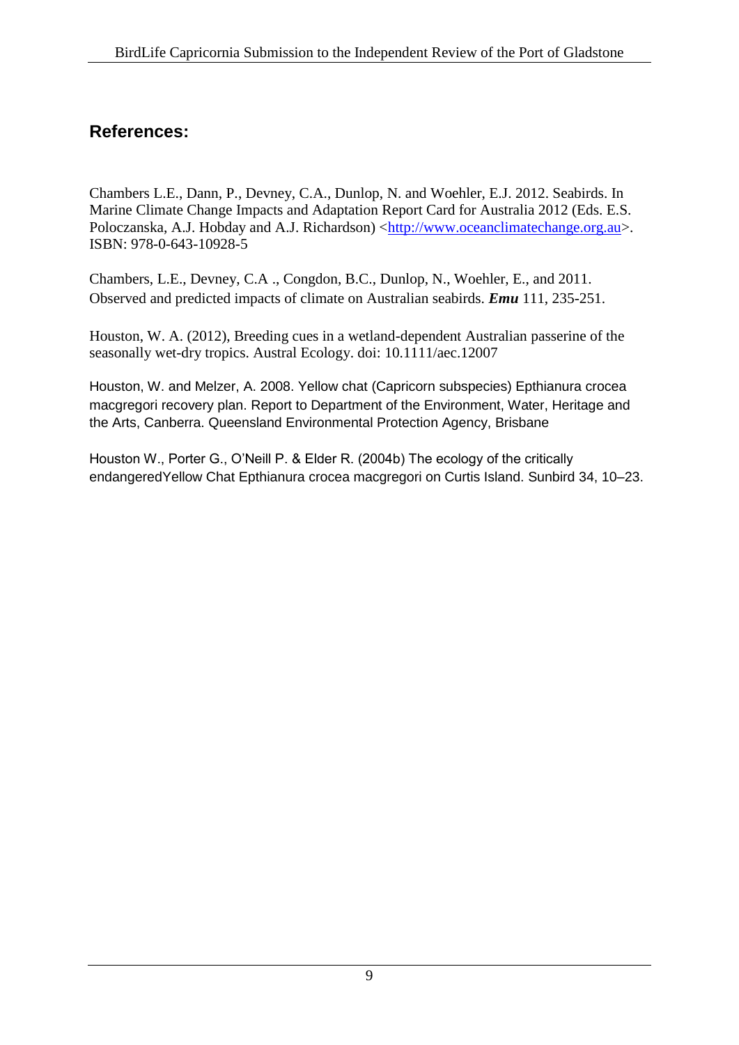## References:

Chambers L.E., Dann, P., Devney, C.A., Dunlop, N. and Woehler, E.J. 2012. Seabirds. In Marine Climate Change Impacts and Adaptation Report Card for Australia 2012 (Eds. E.S. Poloczanska, A.J. Hobday and A.J. Richardson) <http://www.oceanclimatechange.org.au>. ISBN: 978-0-643-10928-5

Chambers, L.E., Devney, C.A ., Congdon, B.C., Dunlop, N., Woehler, E., and 2011. Observed and predicted impacts of climate on Australian seabirds. ***Emu*** 111, 235-251.

Houston, W. A. (2012), Breeding cues in a wetland-dependent Australian passerine of the seasonally wet-dry tropics. Austral Ecology. doi: 10.1111/aec.12007

Houston, W. and Melzer, A. 2008. Yellow chat (Capricorn subspecies) Epthianura crocea macgregori recovery plan. Report to Department of the Environment, Water, Heritage and the Arts, Canberra. Queensland Environmental Protection Agency, Brisbane

Houston W., Porter G., O'Neill P. & Elder R. (2004b) The ecology of the critically endangeredYellow Chat Epthianura crocea macgregori on Curtis Island. Sunbird 34, 10–23.